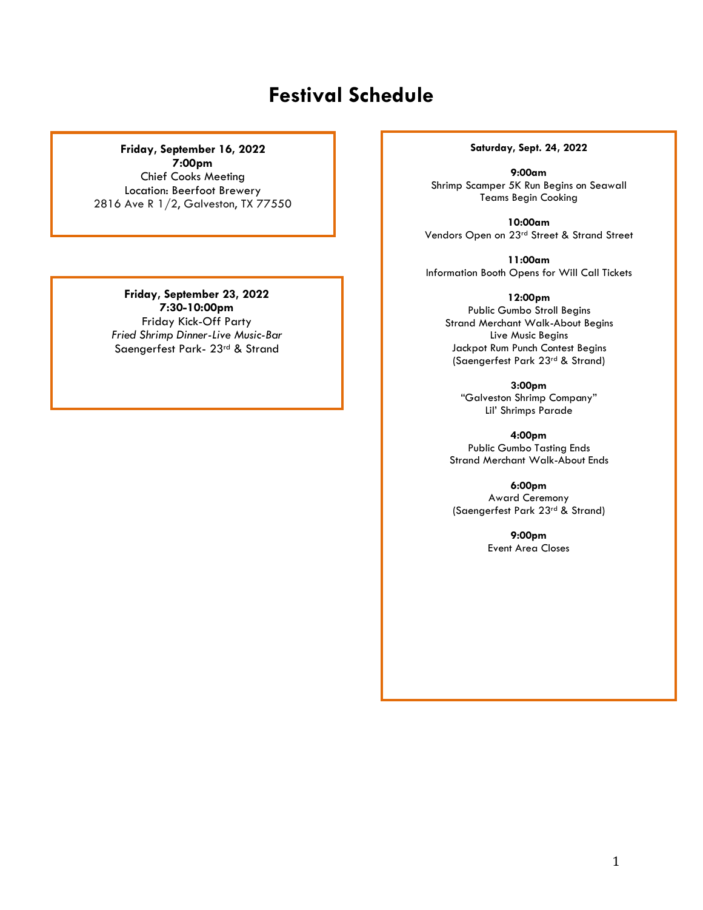# Festival Schedule

**Friday, September 16, 2022**
**7:00pm**
Chief Cooks Meeting
Location: Beerfoot Brewery
2816 Ave R 1/2, Galveston, TX 77550

**Friday, September 23, 2022**
**7:30-10:00pm**
Friday Kick-Off Party
*Fried Shrimp Dinner-Live Music-Bar*
Saengerfest Park- 23rd & Strand

**Saturday, Sept. 24, 2022**

**9:00am**
Shrimp Scamper 5K Run Begins on Seawall
Teams Begin Cooking

**10:00am**
Vendors Open on 23rd Street & Strand Street

**11:00am**
Information Booth Opens for Will Call Tickets

**12:00pm**
Public Gumbo Stroll Begins
Strand Merchant Walk-About Begins
Live Music Begins
Jackpot Rum Punch Contest Begins
(Saengerfest Park 23rd & Strand)

**3:00pm**
"Galveston Shrimp Company"
Lil' Shrimps Parade

**4:00pm**
Public Gumbo Tasting Ends
Strand Merchant Walk-About Ends

**6:00pm**
Award Ceremony
(Saengerfest Park 23rd & Strand)

**9:00pm**
Event Area Closes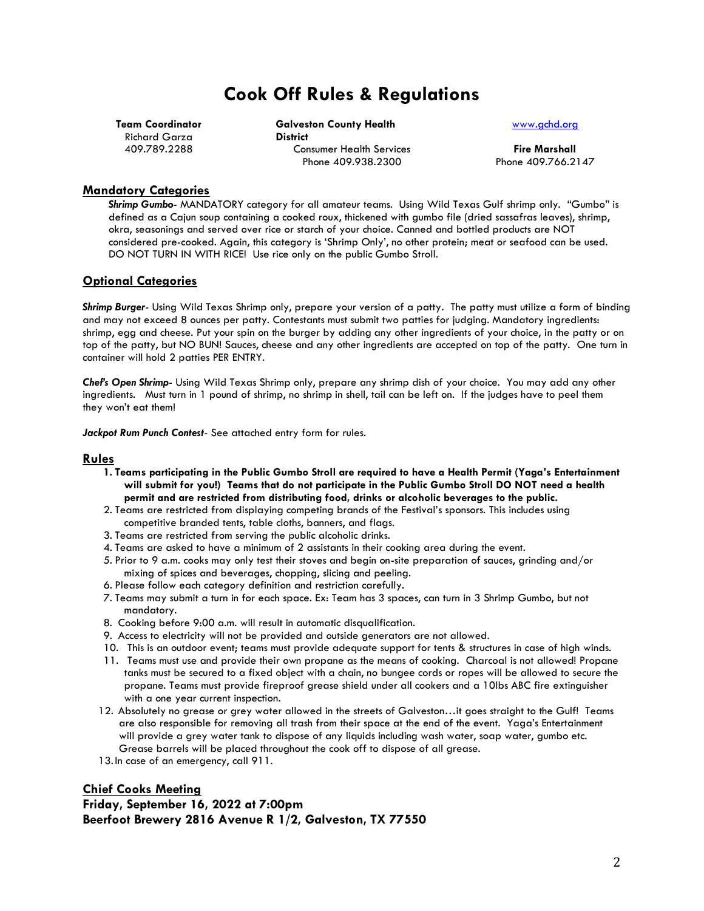# Cook Off Rules & Regulations

**Team Coordinator**
Richard Garza
409.789.2288

**Galveston County Health District**
Consumer Health Services
Phone 409.938.2300

www.gchd.org

**Fire Marshall**
Phone 409.766.2147

## Mandatory Categories

***Shrimp Gumbo***- MANDATORY category for all amateur teams. Using Wild Texas Gulf shrimp only. "Gumbo" is defined as a Cajun soup containing a cooked roux, thickened with gumbo file (dried sassafras leaves), shrimp, okra, seasonings and served over rice or starch of your choice. Canned and bottled products are NOT considered pre-cooked. Again, this category is 'Shrimp Only', no other protein; meat or seafood can be used. DO NOT TURN IN WITH RICE! Use rice only on the public Gumbo Stroll.

## Optional Categories

***Shrimp Burger***- Using Wild Texas Shrimp only, prepare your version of a patty. The patty must utilize a form of binding and may not exceed 8 ounces per patty. Contestants must submit two patties for judging. Mandatory ingredients: shrimp, egg and cheese. Put your spin on the burger by adding any other ingredients of your choice, in the patty or on top of the patty, but NO BUN! Sauces, cheese and any other ingredients are accepted on top of the patty. One turn in container will hold 2 patties PER ENTRY.

***Chef's Open Shrimp***- Using Wild Texas Shrimp only, prepare any shrimp dish of your choice. You may add any other ingredients. Must turn in 1 pound of shrimp, no shrimp in shell, tail can be left on. If the judges have to peel them they won't eat them!

***Jackpot Rum Punch Contest***- See attached entry form for rules.

## Rules

1. **Teams participating in the Public Gumbo Stroll are required to have a Health Permit (Yaga's Entertainment will submit for you!) Teams that do not participate in the Public Gumbo Stroll DO NOT need a health permit and are restricted from distributing food, drinks or alcoholic beverages to the public.**
2. Teams are restricted from displaying competing brands of the Festival's sponsors. This includes using competitive branded tents, table cloths, banners, and flags.
3. Teams are restricted from serving the public alcoholic drinks.
4. Teams are asked to have a minimum of 2 assistants in their cooking area during the event.
5. Prior to 9 a.m. cooks may only test their stoves and begin on-site preparation of sauces, grinding and/or mixing of spices and beverages, chopping, slicing and peeling.
6. Please follow each category definition and restriction carefully.
7. Teams may submit a turn in for each space. Ex: Team has 3 spaces, can turn in 3 Shrimp Gumbo, but not mandatory.
8. Cooking before 9:00 a.m. will result in automatic disqualification.
9. Access to electricity will not be provided and outside generators are not allowed.
10. This is an outdoor event; teams must provide adequate support for tents & structures in case of high winds.
11. Teams must use and provide their own propane as the means of cooking. Charcoal is not allowed! Propane tanks must be secured to a fixed object with a chain, no bungee cords or ropes will be allowed to secure the propane. Teams must provide fireproof grease shield under all cookers and a 10lbs ABC fire extinguisher with a one year current inspection.
12. Absolutely no grease or grey water allowed in the streets of Galveston…it goes straight to the Gulf! Teams are also responsible for removing all trash from their space at the end of the event. Yaga's Entertainment will provide a grey water tank to dispose of any liquids including wash water, soap water, gumbo etc. Grease barrels will be placed throughout the cook off to dispose of all grease.
13. In case of an emergency, call 911.

## Chief Cooks Meeting

**Friday, September 16, 2022 at 7:00pm**
**Beerfoot Brewery 2816 Avenue R 1/2, Galveston, TX 77550**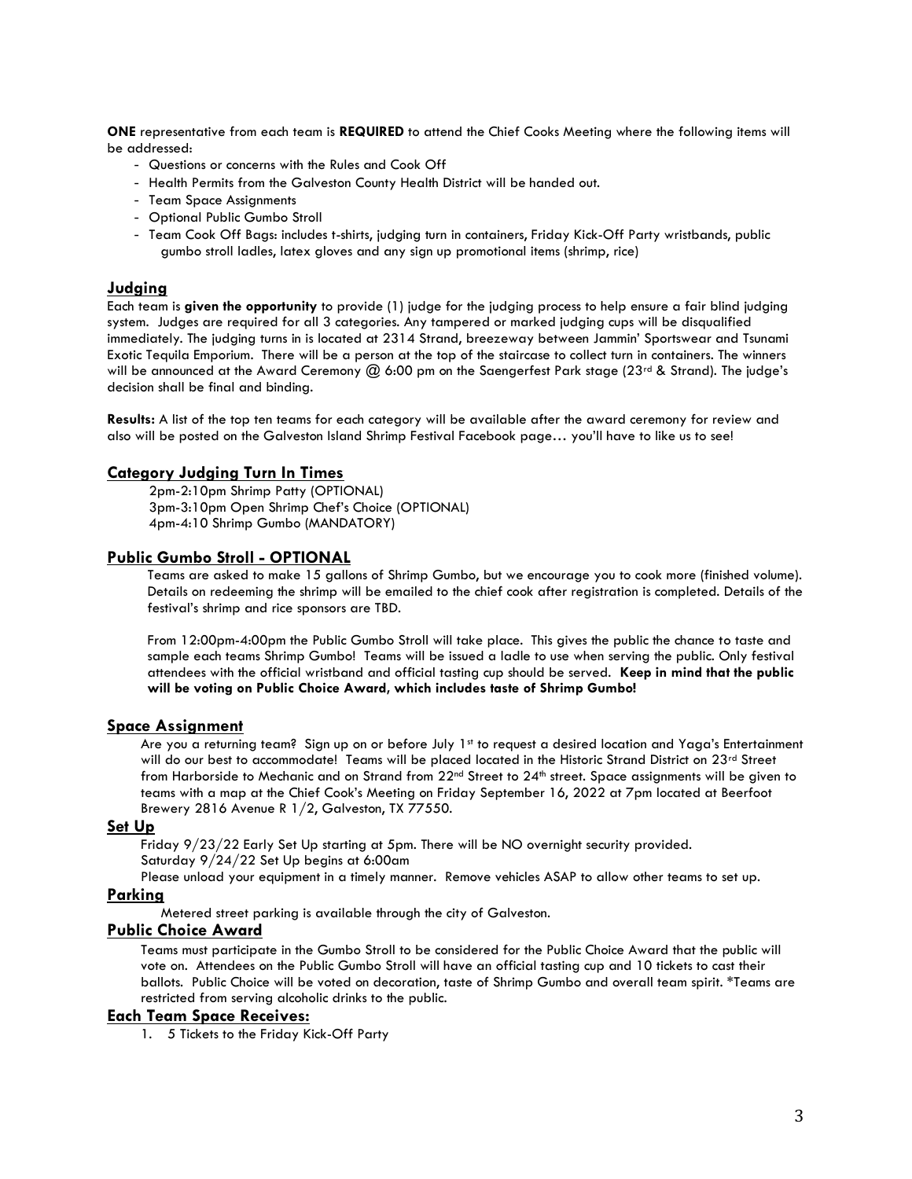**ONE** representative from each team is **REQUIRED** to attend the Chief Cooks Meeting where the following items will be addressed:

- Questions or concerns with the Rules and Cook Off
- Health Permits from the Galveston County Health District will be handed out.
- Team Space Assignments
- Optional Public Gumbo Stroll
- Team Cook Off Bags: includes t-shirts, judging turn in containers, Friday Kick-Off Party wristbands, public gumbo stroll ladles, latex gloves and any sign up promotional items (shrimp, rice)

## Judging

Each team is **given the opportunity** to provide (1) judge for the judging process to help ensure a fair blind judging system. Judges are required for all 3 categories. Any tampered or marked judging cups will be disqualified immediately. The judging turns in is located at 2314 Strand, breezeway between Jammin' Sportswear and Tsunami Exotic Tequila Emporium. There will be a person at the top of the staircase to collect turn in containers. The winners will be announced at the Award Ceremony @ 6:00 pm on the Saengerfest Park stage (23rd & Strand). The judge's decision shall be final and binding.

**Results:** A list of the top ten teams for each category will be available after the award ceremony for review and also will be posted on the Galveston Island Shrimp Festival Facebook page… you'll have to like us to see!

## Category Judging Turn In Times

2pm-2:10pm Shrimp Patty (OPTIONAL)
3pm-3:10pm Open Shrimp Chef's Choice (OPTIONAL)
4pm-4:10 Shrimp Gumbo (MANDATORY)

## Public Gumbo Stroll - OPTIONAL

Teams are asked to make 15 gallons of Shrimp Gumbo, but we encourage you to cook more (finished volume). Details on redeeming the shrimp will be emailed to the chief cook after registration is completed. Details of the festival's shrimp and rice sponsors are TBD.

From 12:00pm-4:00pm the Public Gumbo Stroll will take place. This gives the public the chance to taste and sample each teams Shrimp Gumbo! Teams will be issued a ladle to use when serving the public. Only festival attendees with the official wristband and official tasting cup should be served. **Keep in mind that the public will be voting on Public Choice Award, which includes taste of Shrimp Gumbo!**

## Space Assignment

Are you a returning team? Sign up on or before July 1st to request a desired location and Yaga's Entertainment will do our best to accommodate! Teams will be placed located in the Historic Strand District on 23rd Street from Harborside to Mechanic and on Strand from 22nd Street to 24th street. Space assignments will be given to teams with a map at the Chief Cook's Meeting on Friday September 16, 2022 at 7pm located at Beerfoot Brewery 2816 Avenue R 1/2, Galveston, TX 77550.

## Set Up

Friday 9/23/22 Early Set Up starting at 5pm. There will be NO overnight security provided.
Saturday 9/24/22 Set Up begins at 6:00am
Please unload your equipment in a timely manner. Remove vehicles ASAP to allow other teams to set up.

## Parking

Metered street parking is available through the city of Galveston.

## Public Choice Award

Teams must participate in the Gumbo Stroll to be considered for the Public Choice Award that the public will vote on. Attendees on the Public Gumbo Stroll will have an official tasting cup and 10 tickets to cast their ballots. Public Choice will be voted on decoration, taste of Shrimp Gumbo and overall team spirit. *Teams are restricted from serving alcoholic drinks to the public.

## Each Team Space Receives:

1. 5 Tickets to the Friday Kick-Off Party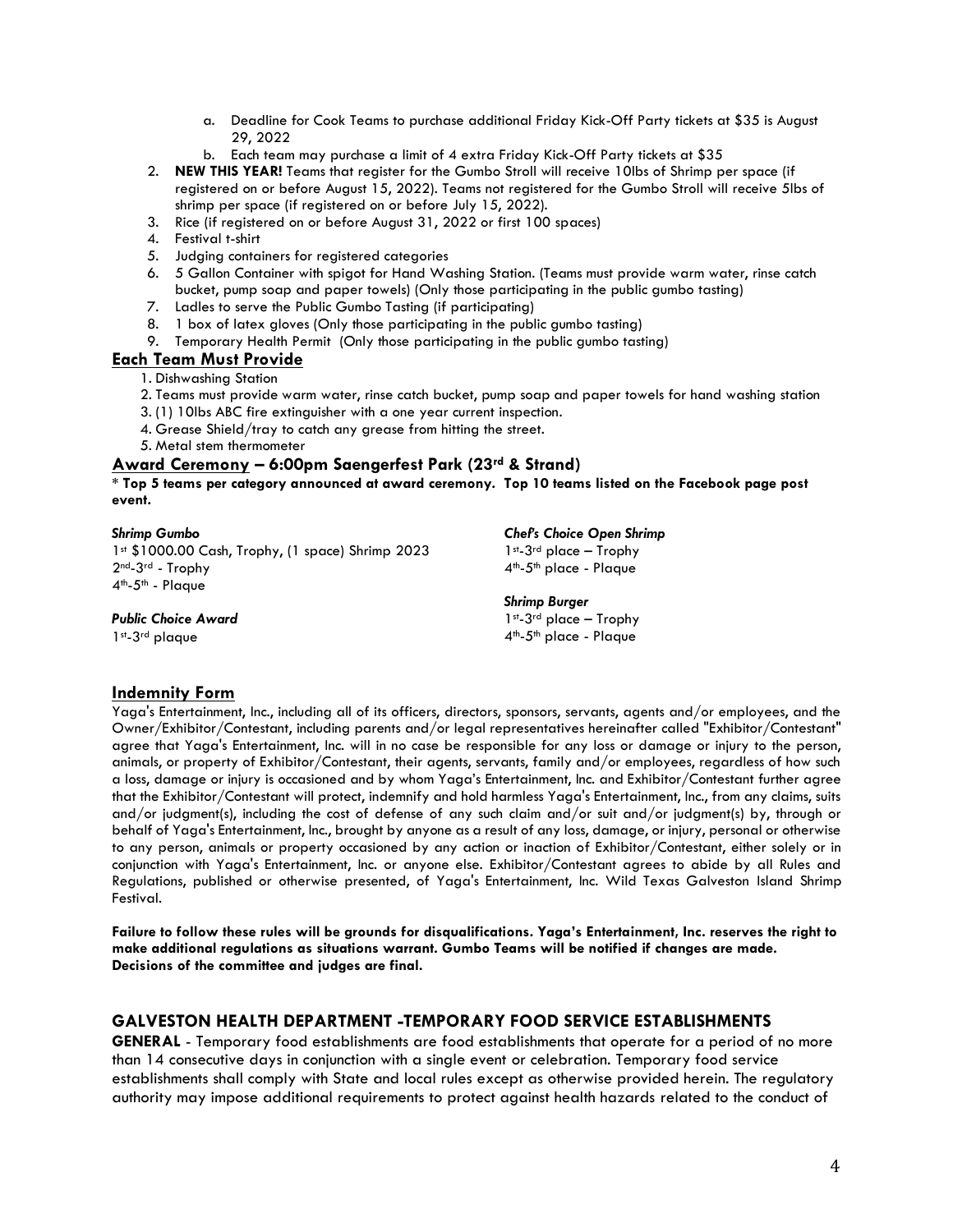a. Deadline for Cook Teams to purchase additional Friday Kick-Off Party tickets at $35 is August 29, 2022
   b. Each team may purchase a limit of 4 extra Friday Kick-Off Party tickets at $35
2. **NEW THIS YEAR!** Teams that register for the Gumbo Stroll will receive 10lbs of Shrimp per space (if registered on or before August 15, 2022). Teams not registered for the Gumbo Stroll will receive 5lbs of shrimp per space (if registered on or before July 15, 2022).
3. Rice (if registered on or before August 31, 2022 or first 100 spaces)
4. Festival t-shirt
5. Judging containers for registered categories
6. 5 Gallon Container with spigot for Hand Washing Station. (Teams must provide warm water, rinse catch bucket, pump soap and paper towels) (Only those participating in the public gumbo tasting)
7. Ladles to serve the Public Gumbo Tasting (if participating)
8. 1 box of latex gloves (Only those participating in the public gumbo tasting)
9. Temporary Health Permit (Only those participating in the public gumbo tasting)

## Each Team Must Provide

1. Dishwashing Station
2. Teams must provide warm water, rinse catch bucket, pump soap and paper towels for hand washing station
3. (1) 10lbs ABC fire extinguisher with a one year current inspection.
4. Grease Shield/tray to catch any grease from hitting the street.
5. Metal stem thermometer

## Award Ceremony – 6:00pm Saengerfest Park (23rd & Strand)

**\* Top 5 teams per category announced at award ceremony. Top 10 teams listed on the Facebook page post event.**

***Shrimp Gumbo***
1st $1000.00 Cash, Trophy, (1 space) Shrimp 2023
2nd-3rd - Trophy
4th-5th - Plaque

***Public Choice Award***
1st-3rd plaque

***Chef's Choice Open Shrimp***
1st-3rd place – Trophy
4th-5th place - Plaque

***Shrimp Burger***
1st-3rd place – Trophy
4th-5th place - Plaque

## Indemnity Form

Yaga's Entertainment, Inc., including all of its officers, directors, sponsors, servants, agents and/or employees, and the Owner/Exhibitor/Contestant, including parents and/or legal representatives hereinafter called "Exhibitor/Contestant" agree that Yaga's Entertainment, Inc. will in no case be responsible for any loss or damage or injury to the person, animals, or property of Exhibitor/Contestant, their agents, servants, family and/or employees, regardless of how such a loss, damage or injury is occasioned and by whom Yaga's Entertainment, Inc. and Exhibitor/Contestant further agree that the Exhibitor/Contestant will protect, indemnify and hold harmless Yaga's Entertainment, Inc., from any claims, suits and/or judgment(s), including the cost of defense of any such claim and/or suit and/or judgment(s) by, through or behalf of Yaga's Entertainment, Inc., brought by anyone as a result of any loss, damage, or injury, personal or otherwise to any person, animals or property occasioned by any action or inaction of Exhibitor/Contestant, either solely or in conjunction with Yaga's Entertainment, Inc. or anyone else. Exhibitor/Contestant agrees to abide by all Rules and Regulations, published or otherwise presented, of Yaga's Entertainment, Inc. Wild Texas Galveston Island Shrimp Festival.

**Failure to follow these rules will be grounds for disqualifications. Yaga's Entertainment, Inc. reserves the right to make additional regulations as situations warrant. Gumbo Teams will be notified if changes are made. Decisions of the committee and judges are final.**

## GALVESTON HEALTH DEPARTMENT -TEMPORARY FOOD SERVICE ESTABLISHMENTS

**GENERAL** - Temporary food establishments are food establishments that operate for a period of no more than 14 consecutive days in conjunction with a single event or celebration. Temporary food service establishments shall comply with State and local rules except as otherwise provided herein. The regulatory authority may impose additional requirements to protect against health hazards related to the conduct of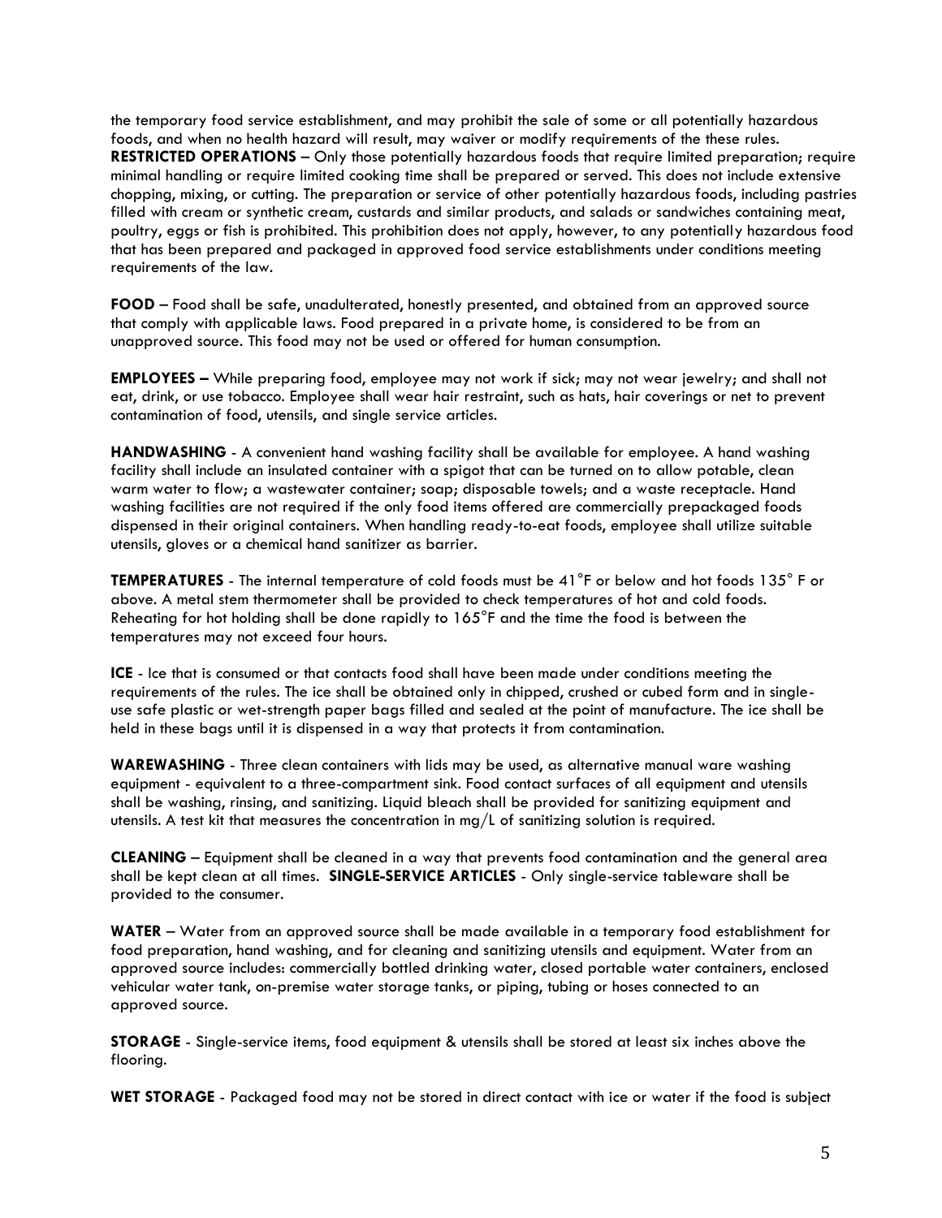the temporary food service establishment, and may prohibit the sale of some or all potentially hazardous foods, and when no health hazard will result, may waiver or modify requirements of the these rules. **RESTRICTED OPERATIONS** – Only those potentially hazardous foods that require limited preparation; require minimal handling or require limited cooking time shall be prepared or served. This does not include extensive chopping, mixing, or cutting. The preparation or service of other potentially hazardous foods, including pastries filled with cream or synthetic cream, custards and similar products, and salads or sandwiches containing meat, poultry, eggs or fish is prohibited. This prohibition does not apply, however, to any potentially hazardous food that has been prepared and packaged in approved food service establishments under conditions meeting requirements of the law.

**FOOD** – Food shall be safe, unadulterated, honestly presented, and obtained from an approved source that comply with applicable laws. Food prepared in a private home, is considered to be from an unapproved source. This food may not be used or offered for human consumption.

**EMPLOYEES –** While preparing food, employee may not work if sick; may not wear jewelry; and shall not eat, drink, or use tobacco. Employee shall wear hair restraint, such as hats, hair coverings or net to prevent contamination of food, utensils, and single service articles.

**HANDWASHING** - A convenient hand washing facility shall be available for employee. A hand washing facility shall include an insulated container with a spigot that can be turned on to allow potable, clean warm water to flow; a wastewater container; soap; disposable towels; and a waste receptacle. Hand washing facilities are not required if the only food items offered are commercially prepackaged foods dispensed in their original containers. When handling ready-to-eat foods, employee shall utilize suitable utensils, gloves or a chemical hand sanitizer as barrier.

**TEMPERATURES** - The internal temperature of cold foods must be 41°F or below and hot foods 135° F or above. A metal stem thermometer shall be provided to check temperatures of hot and cold foods. Reheating for hot holding shall be done rapidly to 165°F and the time the food is between the temperatures may not exceed four hours.

**ICE** - Ice that is consumed or that contacts food shall have been made under conditions meeting the requirements of the rules. The ice shall be obtained only in chipped, crushed or cubed form and in single-use safe plastic or wet-strength paper bags filled and sealed at the point of manufacture. The ice shall be held in these bags until it is dispensed in a way that protects it from contamination.

**WAREWASHING** - Three clean containers with lids may be used, as alternative manual ware washing equipment - equivalent to a three-compartment sink. Food contact surfaces of all equipment and utensils shall be washing, rinsing, and sanitizing. Liquid bleach shall be provided for sanitizing equipment and utensils. A test kit that measures the concentration in mg/L of sanitizing solution is required.

**CLEANING** – Equipment shall be cleaned in a way that prevents food contamination and the general area shall be kept clean at all times. **SINGLE-SERVICE ARTICLES** - Only single-service tableware shall be provided to the consumer.

**WATER** – Water from an approved source shall be made available in a temporary food establishment for food preparation, hand washing, and for cleaning and sanitizing utensils and equipment. Water from an approved source includes: commercially bottled drinking water, closed portable water containers, enclosed vehicular water tank, on-premise water storage tanks, or piping, tubing or hoses connected to an approved source.

**STORAGE** - Single-service items, food equipment & utensils shall be stored at least six inches above the flooring.

**WET STORAGE** - Packaged food may not be stored in direct contact with ice or water if the food is subject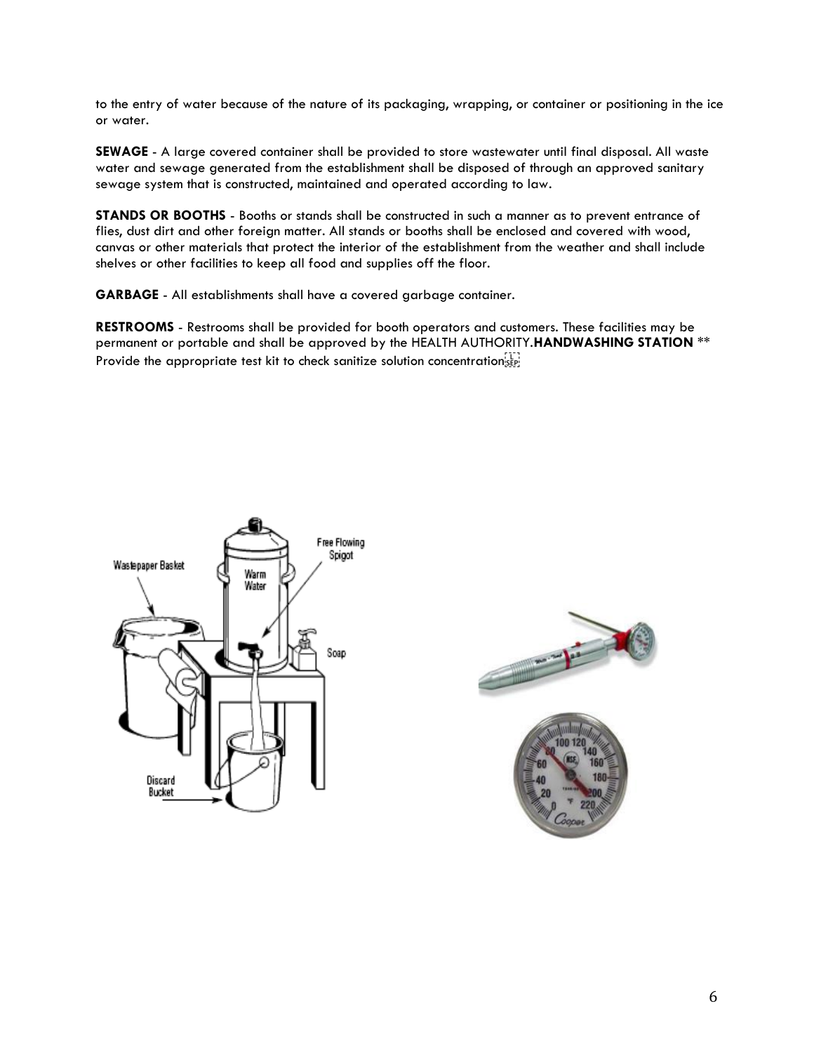to the entry of water because of the nature of its packaging, wrapping, or container or positioning in the ice or water.

**SEWAGE** - A large covered container shall be provided to store wastewater until final disposal. All waste water and sewage generated from the establishment shall be disposed of through an approved sanitary sewage system that is constructed, maintained and operated according to law.

**STANDS OR BOOTHS** - Booths or stands shall be constructed in such a manner as to prevent entrance of flies, dust dirt and other foreign matter. All stands or booths shall be enclosed and covered with wood, canvas or other materials that protect the interior of the establishment from the weather and shall include shelves or other facilities to keep all food and supplies off the floor.

**GARBAGE** - All establishments shall have a covered garbage container.

**RESTROOMS** - Restrooms shall be provided for booth operators and customers. These facilities may be permanent or portable and shall be approved by the HEALTH AUTHORITY.**HANDWASHING STATION** ** Provide the appropriate test kit to check sanitize solution concentration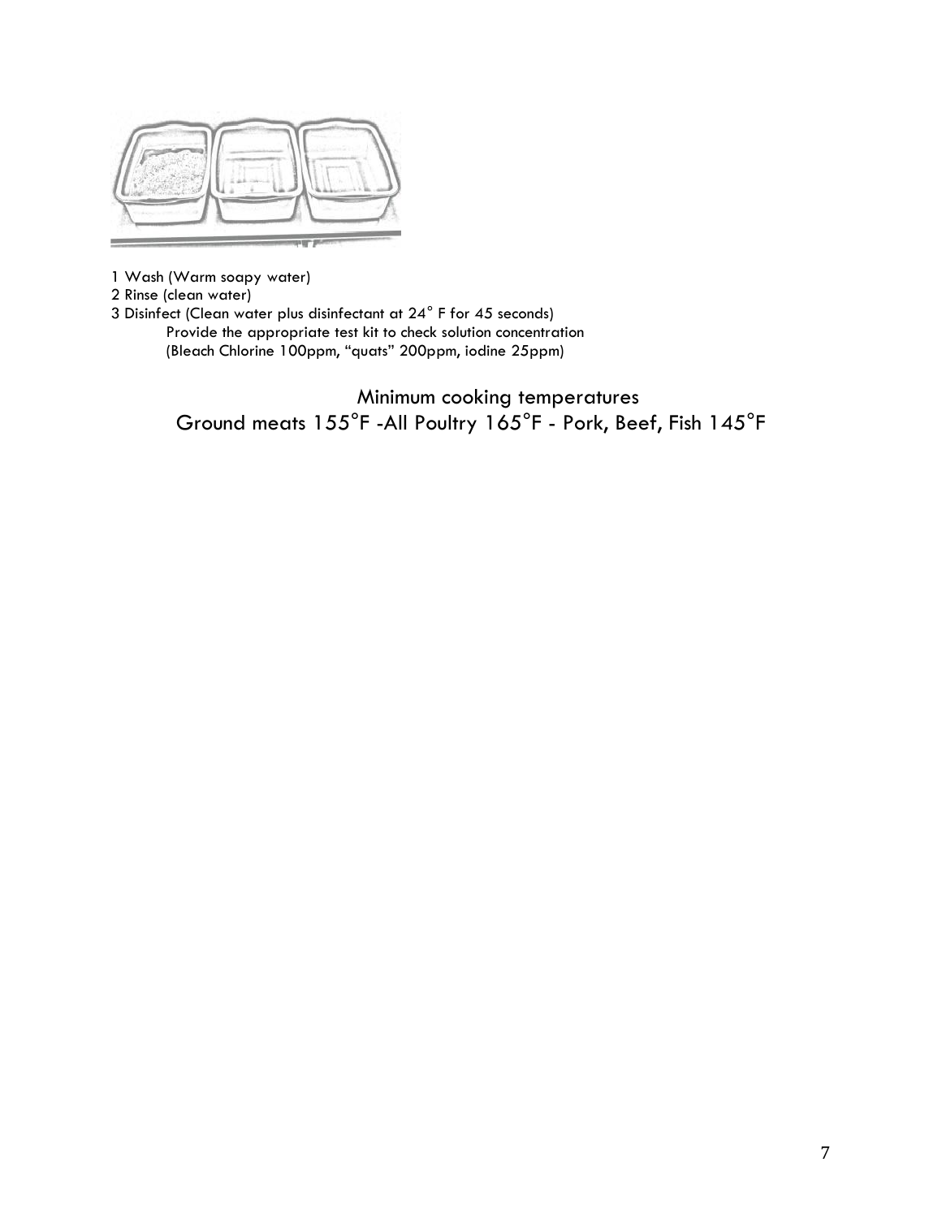1 Wash (Warm soapy water)
2 Rinse (clean water)
3 Disinfect (Clean water plus disinfectant at 24° F for 45 seconds)
    Provide the appropriate test kit to check solution concentration
    (Bleach Chlorine 100ppm, "quats" 200ppm, iodine 25ppm)

## Minimum cooking temperatures

## Ground meats 155°F -All Poultry 165°F - Pork, Beef, Fish 145°F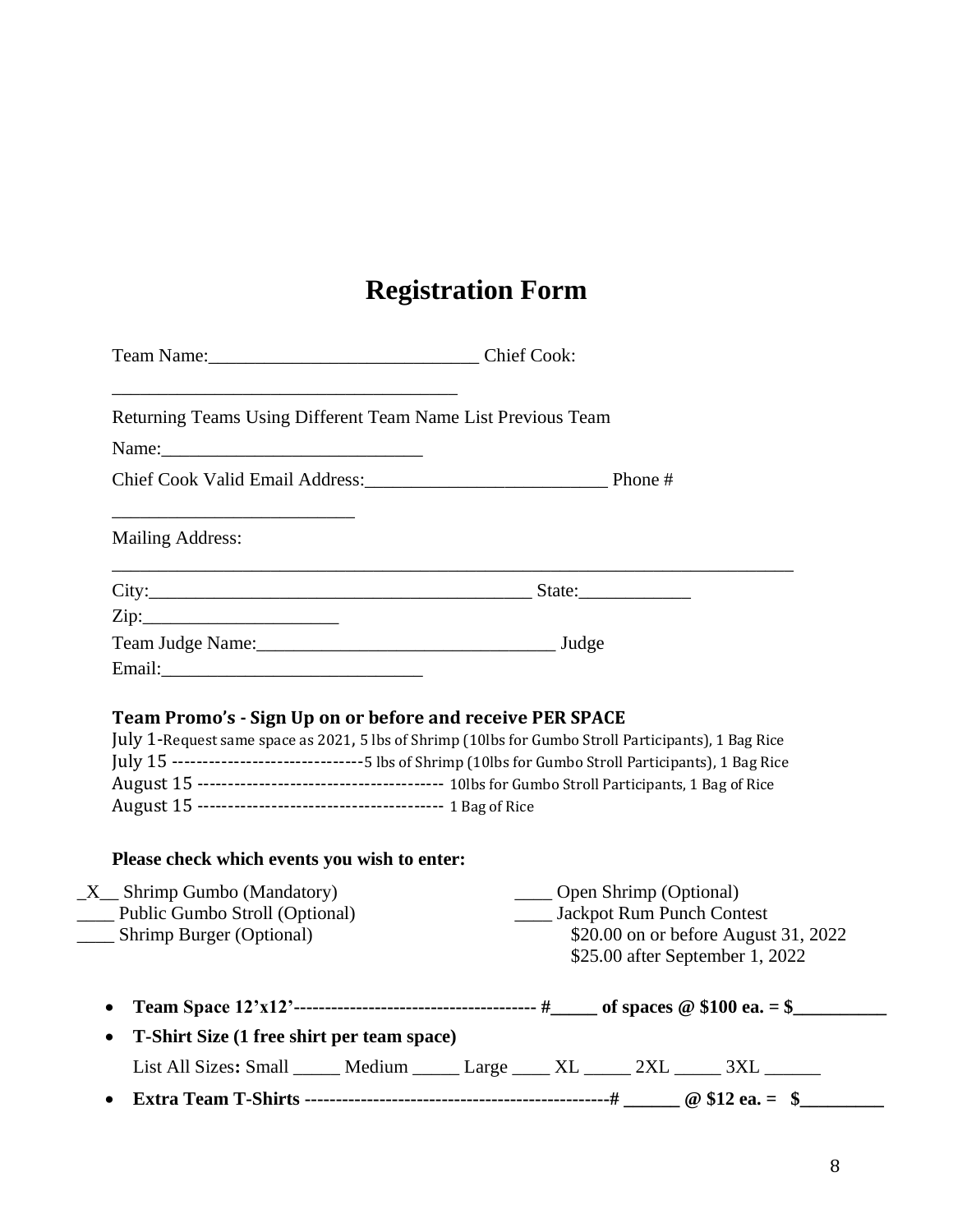# Registration Form

Team Name:_____________________________ Chief Cook: _____________________________________

Returning Teams Using Different Team Name List Previous Team Name:____________________________

Chief Cook Valid Email Address:__________________________ Phone # __________________________

Mailing Address: ___________________________________________________________________________

City:__________________________________________ State:____________

Zip:_____________________

Team Judge Name:________________________________ Judge Email:____________________________

**Team Promo's - Sign Up on or before and receive PER SPACE**

July 1-Request same space as 2021, 5 lbs of Shrimp (10lbs for Gumbo Stroll Participants), 1 Bag Rice
July 15 ------------------------------5 lbs of Shrimp (10lbs for Gumbo Stroll Participants), 1 Bag Rice
August 15 --------------------------------------- 10lbs for Gumbo Stroll Participants, 1 Bag of Rice
August 15 --------------------------------------- 1 Bag of Rice

**Please check which events you wish to enter:**

_X__ Shrimp Gumbo (Mandatory)
____ Public Gumbo Stroll (Optional)
____ Shrimp Burger (Optional)
____ Open Shrimp (Optional)
____ Jackpot Rum Punch Contest
$20.00 on or before August 31, 2022
$25.00 after September 1, 2022

- **Team Space 12'x12'--------------------------------------- #_____ of spaces @ $100 ea. = $__________**
- **T-Shirt Size (1 free shirt per team space)**
  List All Sizes**:** Small _____ Medium _____ Large ____ XL _____ 2XL _____ 3XL ______
- **Extra Team T-Shirts -------------------------------------------------# ______ @ $12 ea. = $_________**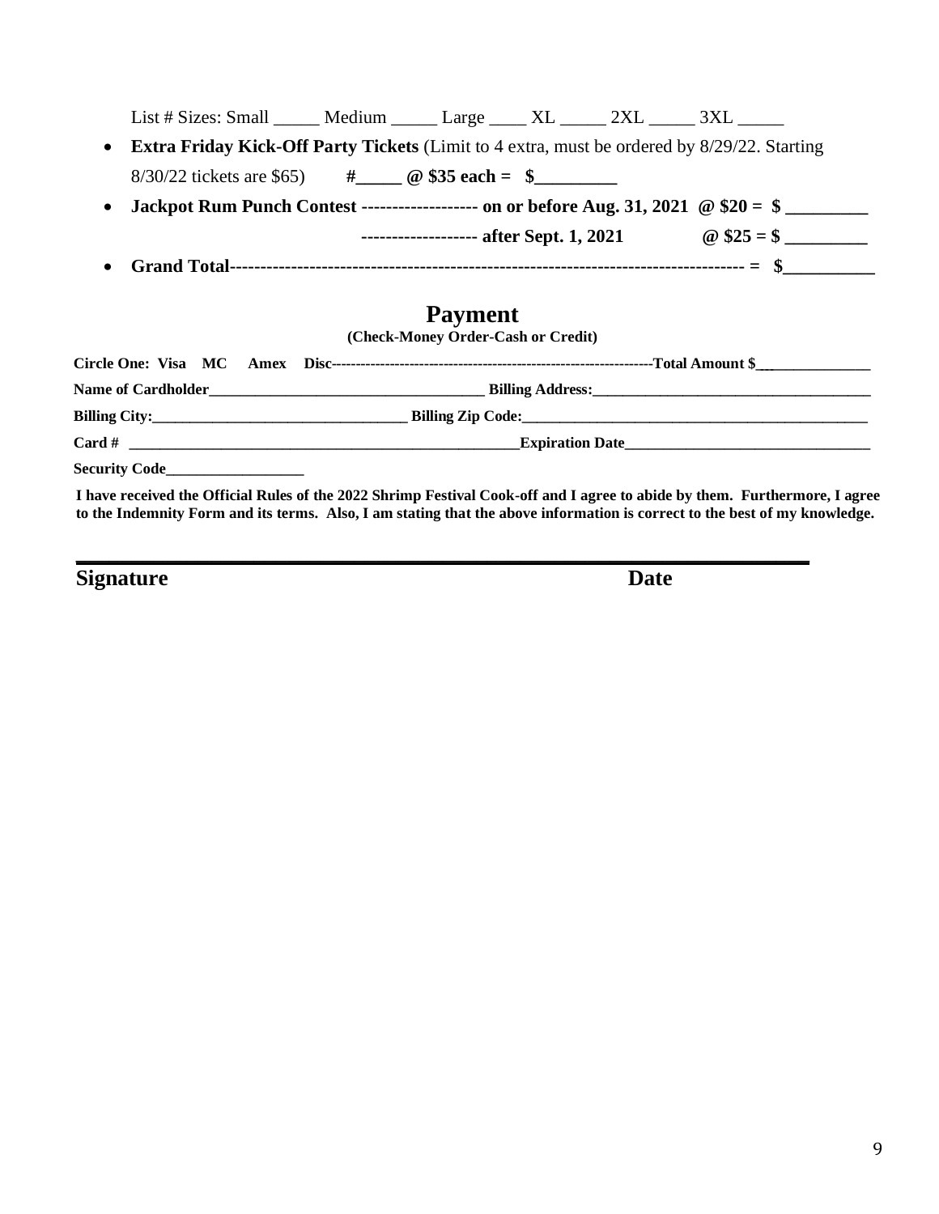List # Sizes: Small _____ Medium _____ Large ____ XL _____ 2XL _____ 3XL _____

- **Extra Friday Kick-Off Party Tickets** (Limit to 4 extra, must be ordered by 8/29/22. Starting 8/30/22 tickets are $65) **#_____ @ $35 each = $_________**
- **Jackpot Rum Punch Contest ------------------- on or before Aug. 31, 2021 @ $20 = $ _________**

  **------------------- after Sept. 1, 2021 @ $25 = $ _________**
- **Grand Total---------------------------------------------------------------------------------- = $__________**

## Payment

**(Check-Money Order-Cash or Credit)**

**Circle One: Visa MC Amex Disc-----------------------------------------------------------------Total Amount $_______________**

**Name of Cardholder_____________________________________ Billing Address:______________________________________**

**Billing City:__________________________________ Billing Zip Code:_______________________________________________**

**Card # _____________________________________________________Expiration Date_________________________________**

**Security Code__________________**

**I have received the Official Rules of the 2022 Shrimp Festival Cook-off and I agree to abide by them. Furthermore, I agree to the Indemnity Form and its terms. Also, I am stating that the above information is correct to the best of my knowledge.**

_______________________________________________________________

**Signature** **Date**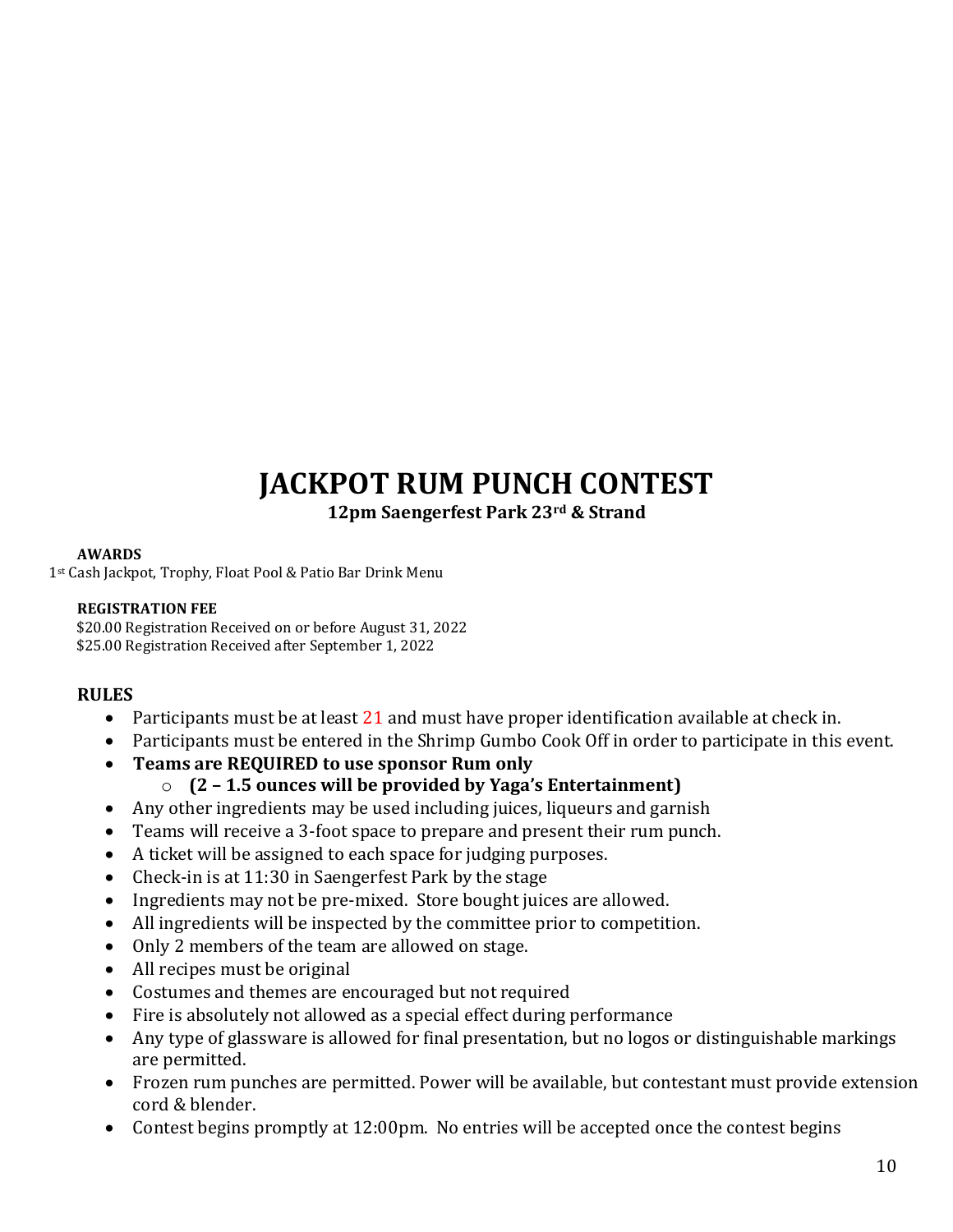# JACKPOT RUM PUNCH CONTEST

**12pm Saengerfest Park 23rd & Strand**

**AWARDS**

1st Cash Jackpot, Trophy, Float Pool & Patio Bar Drink Menu

**REGISTRATION FEE**

$20.00 Registration Received on or before August 31, 2022
$25.00 Registration Received after September 1, 2022

**RULES**

- Participants must be at least 21 and must have proper identification available at check in.
- Participants must be entered in the Shrimp Gumbo Cook Off in order to participate in this event.
- **Teams are REQUIRED to use sponsor Rum only**
  - **(2 – 1.5 ounces will be provided by Yaga's Entertainment)**
- Any other ingredients may be used including juices, liqueurs and garnish
- Teams will receive a 3-foot space to prepare and present their rum punch.
- A ticket will be assigned to each space for judging purposes.
- Check-in is at 11:30 in Saengerfest Park by the stage
- Ingredients may not be pre-mixed. Store bought juices are allowed.
- All ingredients will be inspected by the committee prior to competition.
- Only 2 members of the team are allowed on stage.
- All recipes must be original
- Costumes and themes are encouraged but not required
- Fire is absolutely not allowed as a special effect during performance
- Any type of glassware is allowed for final presentation, but no logos or distinguishable markings are permitted.
- Frozen rum punches are permitted. Power will be available, but contestant must provide extension cord & blender.
- Contest begins promptly at 12:00pm. No entries will be accepted once the contest begins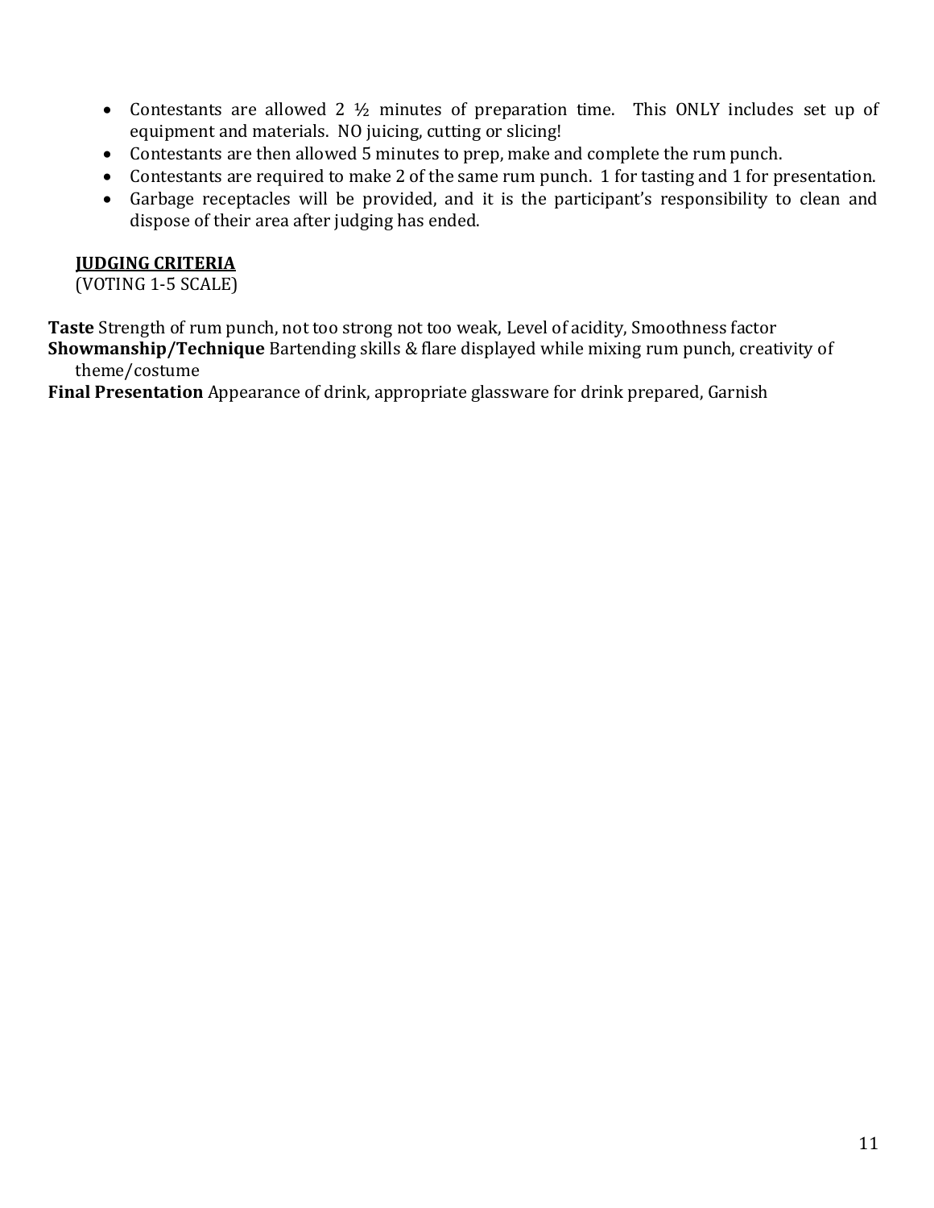- Contestants are allowed 2 ½ minutes of preparation time. This ONLY includes set up of equipment and materials. NO juicing, cutting or slicing!
- Contestants are then allowed 5 minutes to prep, make and complete the rum punch.
- Contestants are required to make 2 of the same rum punch. 1 for tasting and 1 for presentation.
- Garbage receptacles will be provided, and it is the participant's responsibility to clean and dispose of their area after judging has ended.

**JUDGING CRITERIA**
(VOTING 1-5 SCALE)

**Taste** Strength of rum punch, not too strong not too weak, Level of acidity, Smoothness factor
**Showmanship/Technique** Bartending skills & flare displayed while mixing rum punch, creativity of theme/costume
**Final Presentation** Appearance of drink, appropriate glassware for drink prepared, Garnish